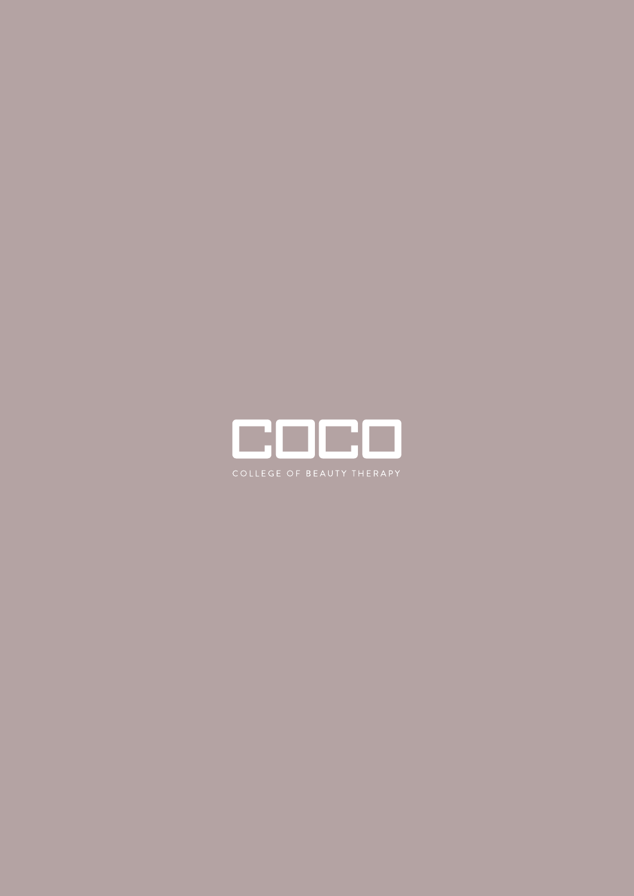# COCO

COLLEGE OF BEAUTY THERAPY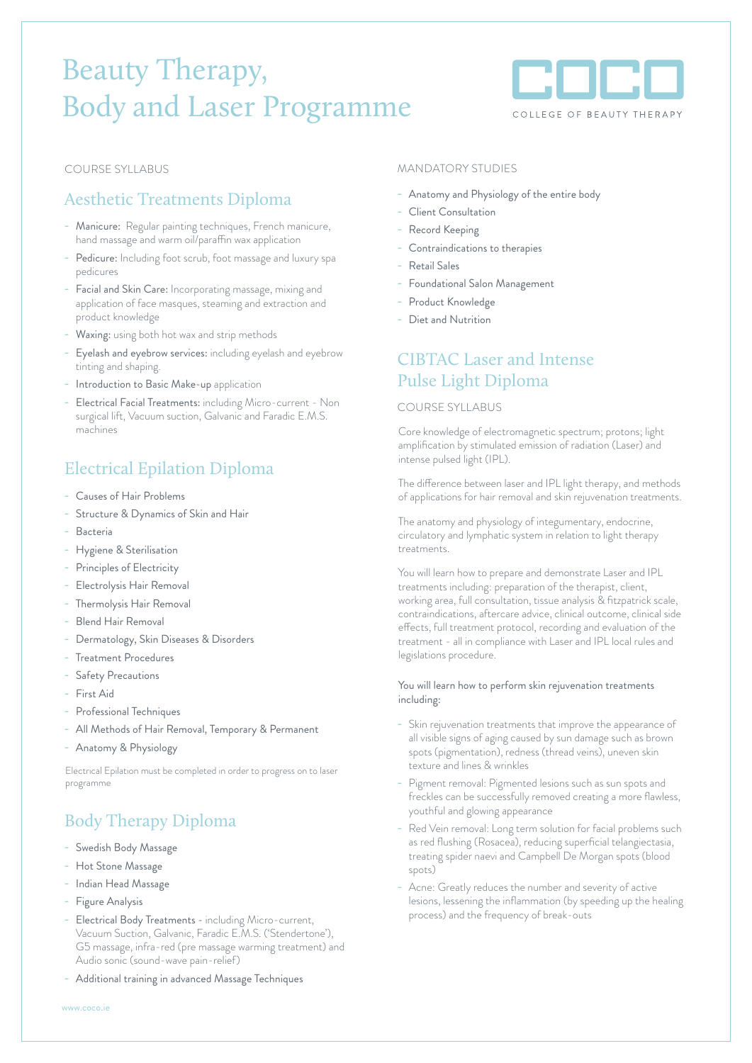# Beauty Therapy, Body and Laser Programme

COCO
COLLEGE OF BEAUTY THERAPY

COURSE SYLLABUS

## Aesthetic Treatments Diploma

- Manicure: Regular painting techniques, French manicure, hand massage and warm oil/paraffin wax application
- Pedicure: Including foot scrub, foot massage and luxury spa pedicures
- Facial and Skin Care: Incorporating massage, mixing and application of face masques, steaming and extraction and product knowledge
- Waxing: using both hot wax and strip methods
- Eyelash and eyebrow services: including eyelash and eyebrow tinting and shaping.
- Introduction to Basic Make-up application
- Electrical Facial Treatments: including Micro-current - Non surgical lift, Vacuum suction, Galvanic and Faradic E.M.S. machines

## Electrical Epilation Diploma

- Causes of Hair Problems
- Structure & Dynamics of Skin and Hair
- Bacteria
- Hygiene & Sterilisation
- Principles of Electricity
- Electrolysis Hair Removal
- Thermolysis Hair Removal
- Blend Hair Removal
- Dermatology, Skin Diseases & Disorders
- Treatment Procedures
- Safety Precautions
- First Aid
- Professional Techniques
- All Methods of Hair Removal, Temporary & Permanent
- Anatomy & Physiology

Electrical Epilation must be completed in order to progress on to laser programme

## Body Therapy Diploma

- Swedish Body Massage
- Hot Stone Massage
- Indian Head Massage
- Figure Analysis
- Electrical Body Treatments - including Micro-current, Vacuum Suction, Galvanic, Faradic E.M.S. ('Stendertone'), G5 massage, infra-red (pre massage warming treatment) and Audio sonic (sound-wave pain-relief)
- Additional training in advanced Massage Techniques

MANDATORY STUDIES

- Anatomy and Physiology of the entire body
- Client Consultation
- Record Keeping
- Contraindications to therapies
- Retail Sales
- Foundational Salon Management
- Product Knowledge
- Diet and Nutrition

## CIBTAC Laser and Intense Pulse Light Diploma

COURSE SYLLABUS

Core knowledge of electromagnetic spectrum; protons; light amplification by stimulated emission of radiation (Laser) and intense pulsed light (IPL).

The difference between laser and IPL light therapy, and methods of applications for hair removal and skin rejuvenation treatments.

The anatomy and physiology of integumentary, endocrine, circulatory and lymphatic system in relation to light therapy treatments.

You will learn how to prepare and demonstrate Laser and IPL treatments including: preparation of the therapist, client, working area, full consultation, tissue analysis & fitzpatrick scale, contraindications, aftercare advice, clinical outcome, clinical side effects, full treatment protocol, recording and evaluation of the treatment - all in compliance with Laser and IPL local rules and legislations procedure.

You will learn how to perform skin rejuvenation treatments including:

- Skin rejuvenation treatments that improve the appearance of all visible signs of aging caused by sun damage such as brown spots (pigmentation), redness (thread veins), uneven skin texture and lines & wrinkles
- Pigment removal: Pigmented lesions such as sun spots and freckles can be successfully removed creating a more flawless, youthful and glowing appearance
- Red Vein removal: Long term solution for facial problems such as red flushing (Rosacea), reducing superficial telangiectasia, treating spider naevi and Campbell De Morgan spots (blood spots)
- Acne: Greatly reduces the number and severity of active lesions, lessening the inflammation (by speeding up the healing process) and the frequency of break-outs

www.coco.ie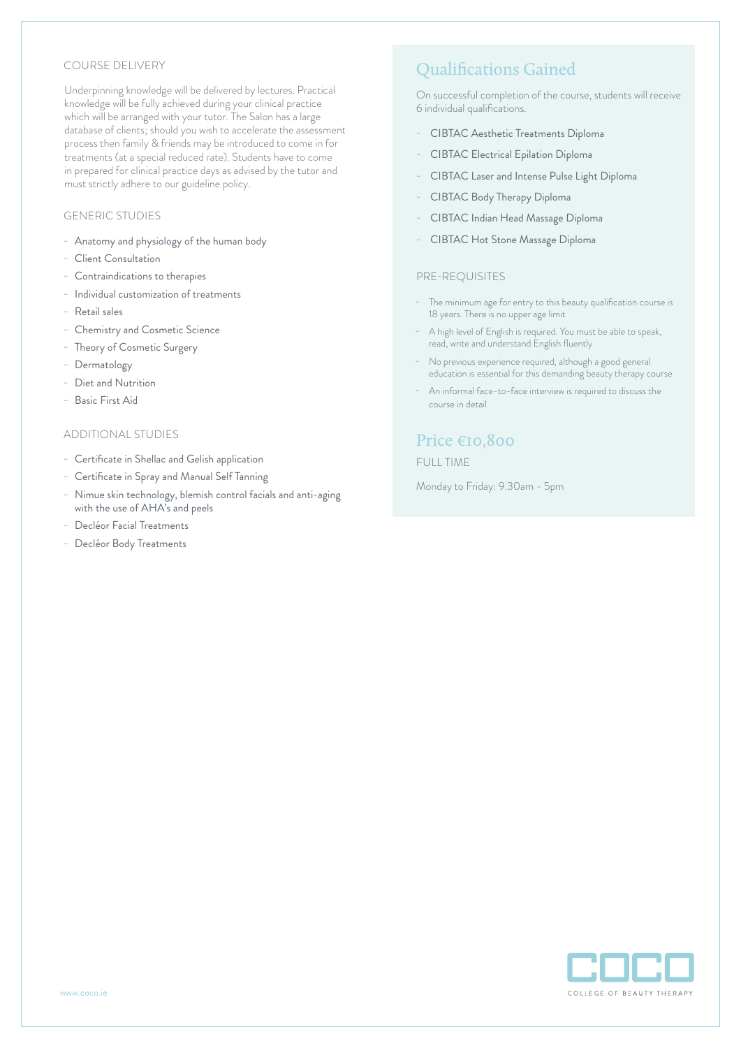## COURSE DELIVERY

Underpinning knowledge will be delivered by lectures. Practical knowledge will be fully achieved during your clinical practice which will be arranged with your tutor. The Salon has a large database of clients; should you wish to accelerate the assessment process then family & friends may be introduced to come in for treatments (at a special reduced rate). Students have to come in prepared for clinical practice days as advised by the tutor and must strictly adhere to our guideline policy.

## GENERIC STUDIES

- Anatomy and physiology of the human body
- Client Consultation
- Contraindications to therapies
- Individual customization of treatments
- Retail sales
- Chemistry and Cosmetic Science
- Theory of Cosmetic Surgery
- Dermatology
- Diet and Nutrition
- Basic First Aid

## ADDITIONAL STUDIES

- Certificate in Shellac and Gelish application
- Certificate in Spray and Manual Self Tanning
- Nimue skin technology, blemish control facials and anti-aging with the use of AHA's and peels
- Decléor Facial Treatments
- Decléor Body Treatments

## Qualifications Gained

On successful completion of the course, students will receive 6 individual qualifications.

- CIBTAC Aesthetic Treatments Diploma
- CIBTAC Electrical Epilation Diploma
- CIBTAC Laser and Intense Pulse Light Diploma
- CIBTAC Body Therapy Diploma
- CIBTAC Indian Head Massage Diploma
- CIBTAC Hot Stone Massage Diploma

## PRE-REQUISITES

- The minimum age for entry to this beauty qualification course is 18 years. There is no upper age limit
- A high level of English is required. You must be able to speak, read, write and understand English fluently
- No previous experience required, although a good general education is essential for this demanding beauty therapy course
- An informal face-to-face interview is required to discuss the course in detail

## Price €10,800

FULL TIME

Monday to Friday: 9.30am - 5pm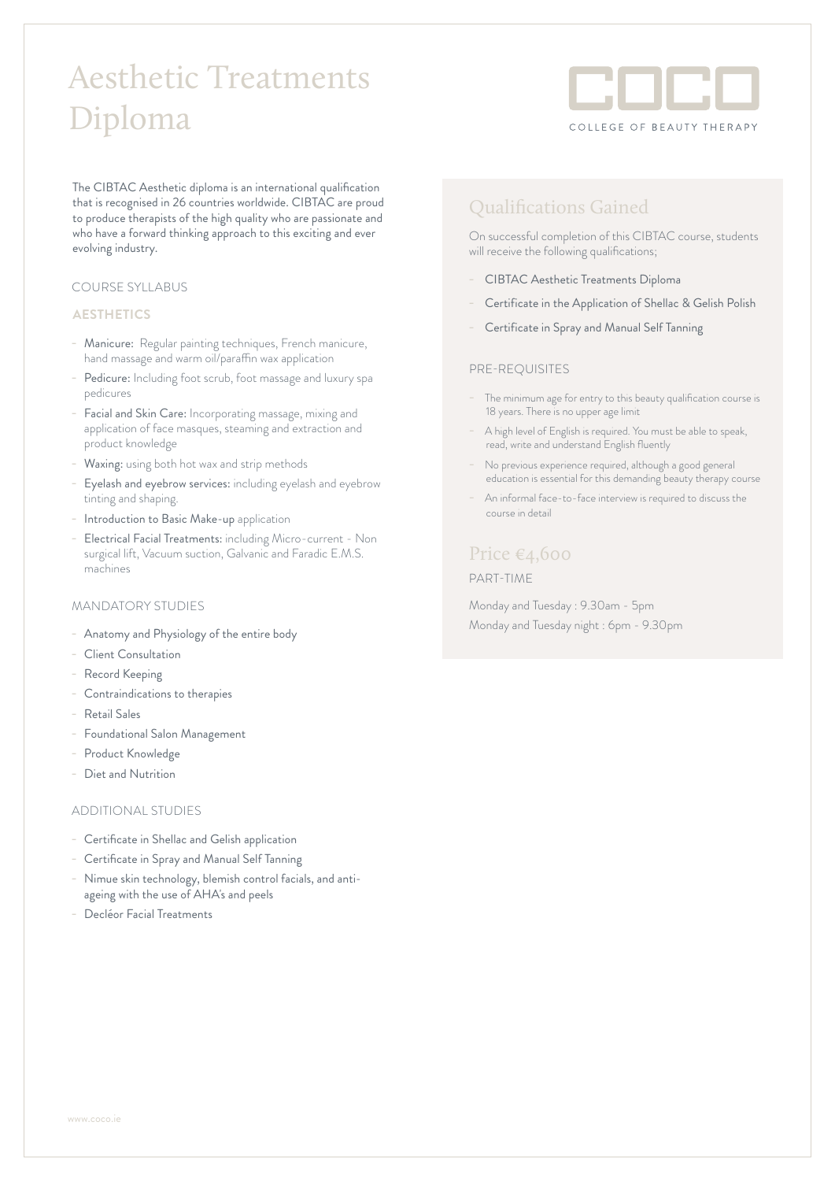# Aesthetic Treatments Diploma

COCO
COLLEGE OF BEAUTY THERAPY

The CIBTAC Aesthetic diploma is an international qualification that is recognised in 26 countries worldwide. CIBTAC are proud to produce therapists of the high quality who are passionate and who have a forward thinking approach to this exciting and ever evolving industry.

## COURSE SYLLABUS

### AESTHETICS

- Manicure: Regular painting techniques, French manicure, hand massage and warm oil/paraffin wax application
- Pedicure: Including foot scrub, foot massage and luxury spa pedicures
- Facial and Skin Care: Incorporating massage, mixing and application of face masques, steaming and extraction and product knowledge
- Waxing: using both hot wax and strip methods
- Eyelash and eyebrow services: including eyelash and eyebrow tinting and shaping.
- Introduction to Basic Make-up application
- Electrical Facial Treatments: including Micro-current - Non surgical lift, Vacuum suction, Galvanic and Faradic E.M.S. machines

## MANDATORY STUDIES

- Anatomy and Physiology of the entire body
- Client Consultation
- Record Keeping
- Contraindications to therapies
- Retail Sales
- Foundational Salon Management
- Product Knowledge
- Diet and Nutrition

## ADDITIONAL STUDIES

- Certificate in Shellac and Gelish application
- Certificate in Spray and Manual Self Tanning
- Nimue skin technology, blemish control facials, and anti-ageing with the use of AHA's and peels
- Decléor Facial Treatments

## Qualifications Gained

On successful completion of this CIBTAC course, students will receive the following qualifications;

- CIBTAC Aesthetic Treatments Diploma
- Certificate in the Application of Shellac & Gelish Polish
- Certificate in Spray and Manual Self Tanning

## PRE-REQUISITES

- The minimum age for entry to this beauty qualification course is 18 years. There is no upper age limit
- A high level of English is required. You must be able to speak, read, write and understand English fluently
- No previous experience required, although a good general education is essential for this demanding beauty therapy course
- An informal face-to-face interview is required to discuss the course in detail

## Price €4,600

PART-TIME

Monday and Tuesday : 9.30am - 5pm

Monday and Tuesday night : 6pm - 9.30pm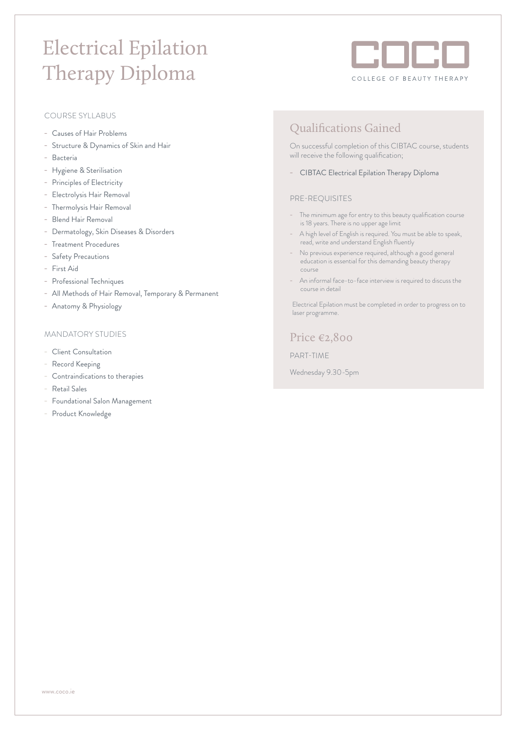# Electrical Epilation Therapy Diploma

COCO
COLLEGE OF BEAUTY THERAPY

### COURSE SYLLABUS

- Causes of Hair Problems
- Structure & Dynamics of Skin and Hair
- Bacteria
- Hygiene & Sterilisation
- Principles of Electricity
- Electrolysis Hair Removal
- Thermolysis Hair Removal
- Blend Hair Removal
- Dermatology, Skin Diseases & Disorders
- Treatment Procedures
- Safety Precautions
- First Aid
- Professional Techniques
- All Methods of Hair Removal, Temporary & Permanent
- Anatomy & Physiology

### MANDATORY STUDIES

- Client Consultation
- Record Keeping
- Contraindications to therapies
- Retail Sales
- Foundational Salon Management
- Product Knowledge

## Qualifications Gained

On successful completion of this CIBTAC course, students will receive the following qualification;

- CIBTAC Electrical Epilation Therapy Diploma

### PRE-REQUISITES

- The minimum age for entry to this beauty qualification course is 18 years. There is no upper age limit
- A high level of English is required. You must be able to speak, read, write and understand English fluently
- No previous experience required, although a good general education is essential for this demanding beauty therapy course
- An informal face-to-face interview is required to discuss the course in detail

Electrical Epilation must be completed in order to progress on to laser programme.

## Price €2,800

PART-TIME

Wednesday 9.30 -5pm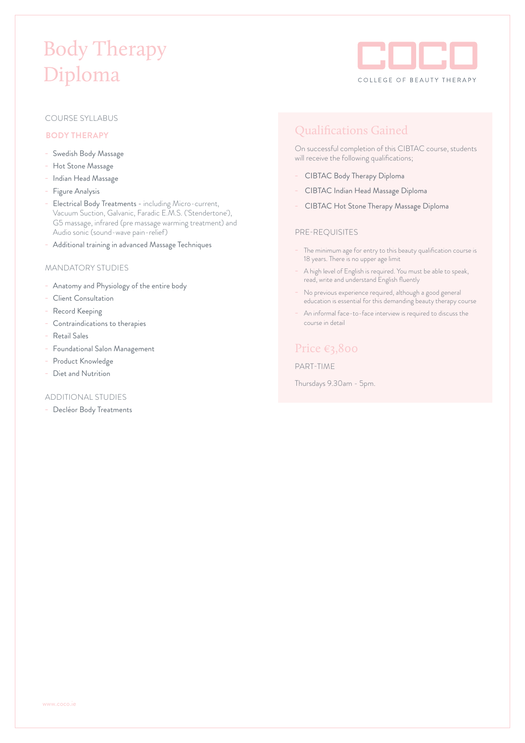# Body Therapy Diploma

COCO
COLLEGE OF BEAUTY THERAPY

## COURSE SYLLABUS

### BODY THERAPY

- Swedish Body Massage
- Hot Stone Massage
- Indian Head Massage
- Figure Analysis
- Electrical Body Treatments - including Micro-current, Vacuum Suction, Galvanic, Faradic E.M.S. ('Stendertone'), G5 massage, infrared (pre massage warming treatment) and Audio sonic (sound-wave pain-relief)
- Additional training in advanced Massage Techniques

## MANDATORY STUDIES

- Anatomy and Physiology of the entire body
- Client Consultation
- Record Keeping
- Contraindications to therapies
- Retail Sales
- Foundational Salon Management
- Product Knowledge
- Diet and Nutrition

## ADDITIONAL STUDIES

- Decléor Body Treatments

## Qualifications Gained

On successful completion of this CIBTAC course, students will receive the following qualifications;

- CIBTAC Body Therapy Diploma
- CIBTAC Indian Head Massage Diploma
- CIBTAC Hot Stone Therapy Massage Diploma

## PRE-REQUISITES

- The minimum age for entry to this beauty qualification course is 18 years. There is no upper age limit
- A high level of English is required. You must be able to speak, read, write and understand English fluently
- No previous experience required, although a good general education is essential for this demanding beauty therapy course
- An informal face-to-face interview is required to discuss the course in detail

## Price €3,800

PART-TIME

Thursdays 9.30am - 5pm.

www.coco.ie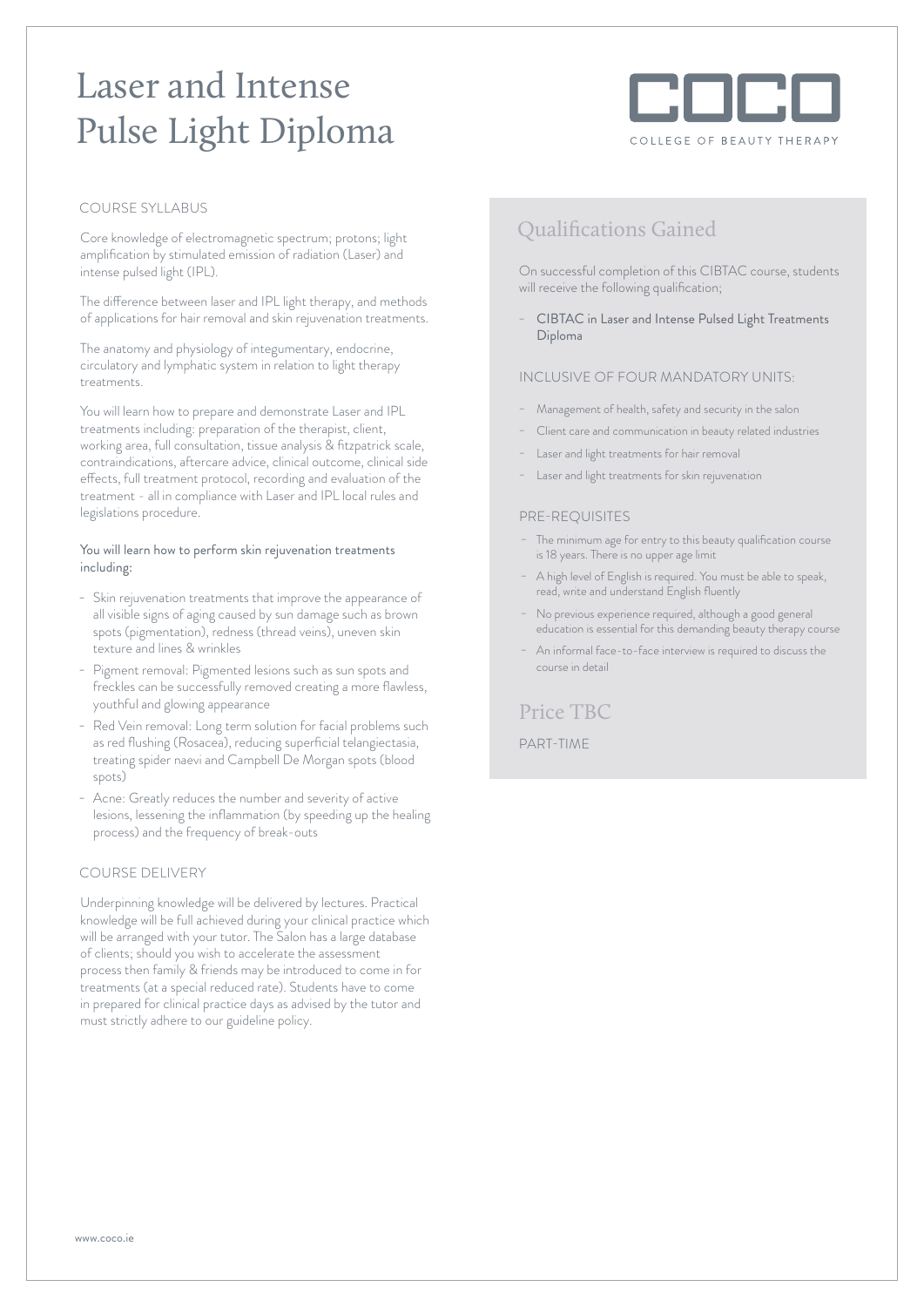# Laser and Intense Pulse Light Diploma

COCO
COLLEGE OF BEAUTY THERAPY

## COURSE SYLLABUS

Core knowledge of electromagnetic spectrum; protons; light amplification by stimulated emission of radiation (Laser) and intense pulsed light (IPL).

The difference between laser and IPL light therapy, and methods of applications for hair removal and skin rejuvenation treatments.

The anatomy and physiology of integumentary, endocrine, circulatory and lymphatic system in relation to light therapy treatments.

You will learn how to prepare and demonstrate Laser and IPL treatments including: preparation of the therapist, client, working area, full consultation, tissue analysis & fitzpatrick scale, contraindications, aftercare advice, clinical outcome, clinical side effects, full treatment protocol, recording and evaluation of the treatment - all in compliance with Laser and IPL local rules and legislations procedure.

You will learn how to perform skin rejuvenation treatments including:

- Skin rejuvenation treatments that improve the appearance of all visible signs of aging caused by sun damage such as brown spots (pigmentation), redness (thread veins), uneven skin texture and lines & wrinkles
- Pigment removal: Pigmented lesions such as sun spots and freckles can be successfully removed creating a more flawless, youthful and glowing appearance
- Red Vein removal: Long term solution for facial problems such as red flushing (Rosacea), reducing superficial telangiectasia, treating spider naevi and Campbell De Morgan spots (blood spots)
- Acne: Greatly reduces the number and severity of active lesions, lessening the inflammation (by speeding up the healing process) and the frequency of break-outs

## COURSE DELIVERY

Underpinning knowledge will be delivered by lectures. Practical knowledge will be full achieved during your clinical practice which will be arranged with your tutor. The Salon has a large database of clients; should you wish to accelerate the assessment process then family & friends may be introduced to come in for treatments (at a special reduced rate). Students have to come in prepared for clinical practice days as advised by the tutor and must strictly adhere to our guideline policy.

## Qualifications Gained

On successful completion of this CIBTAC course, students will receive the following qualification;

- CIBTAC in Laser and Intense Pulsed Light Treatments Diploma

### INCLUSIVE OF FOUR MANDATORY UNITS:

- Management of health, safety and security in the salon
- Client care and communication in beauty related industries
- Laser and light treatments for hair removal
- Laser and light treatments for skin rejuvenation

### PRE-REQUISITES

- The minimum age for entry to this beauty qualification course is 18 years. There is no upper age limit
- A high level of English is required. You must be able to speak, read, write and understand English fluently
- No previous experience required, although a good general education is essential for this demanding beauty therapy course
- An informal face-to-face interview is required to discuss the course in detail

## Price TBC

PART-TIME